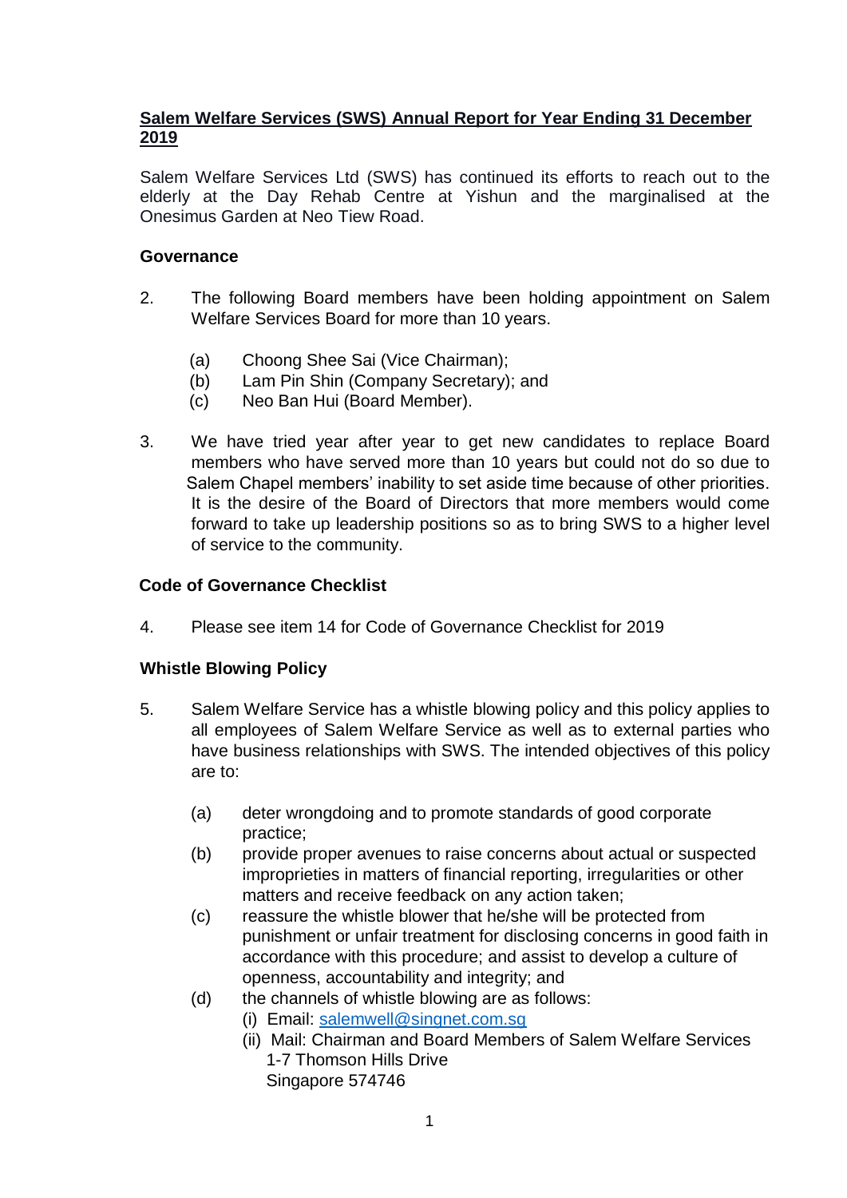# Salem Welfare Services (SWS) Annual Report for Year Ending 31 December 2019

Salem Welfare Services Ltd (SWS) has continued its efforts to reach out to the elderly at the Day Rehab Centre at Yishun and the marginalised at the Onesimus Garden at Neo Tiew Road.

## Governance

2. The following Board members have been holding appointment on Salem Welfare Services Board for more than 10 years.

   (a) Choong Shee Sai (Vice Chairman);
   (b) Lam Pin Shin (Company Secretary); and
   (c) Neo Ban Hui (Board Member).

3. We have tried year after year to get new candidates to replace Board members who have served more than 10 years but could not do so due to Salem Chapel members' inability to set aside time because of other priorities. It is the desire of the Board of Directors that more members would come forward to take up leadership positions so as to bring SWS to a higher level of service to the community.

## Code of Governance Checklist

4. Please see item 14 for Code of Governance Checklist for 2019

## Whistle Blowing Policy

5. Salem Welfare Service has a whistle blowing policy and this policy applies to all employees of Salem Welfare Service as well as to external parties who have business relationships with SWS. The intended objectives of this policy are to:

   (a) deter wrongdoing and to promote standards of good corporate practice;
   (b) provide proper avenues to raise concerns about actual or suspected improprieties in matters of financial reporting, irregularities or other matters and receive feedback on any action taken;
   (c) reassure the whistle blower that he/she will be protected from punishment or unfair treatment for disclosing concerns in good faith in accordance with this procedure; and assist to develop a culture of openness, accountability and integrity; and
   (d) the channels of whistle blowing are as follows:
      (i) Email: salemwell@singnet.com.sg
      (ii) Mail: Chairman and Board Members of Salem Welfare Services
      1-7 Thomson Hills Drive
      Singapore 574746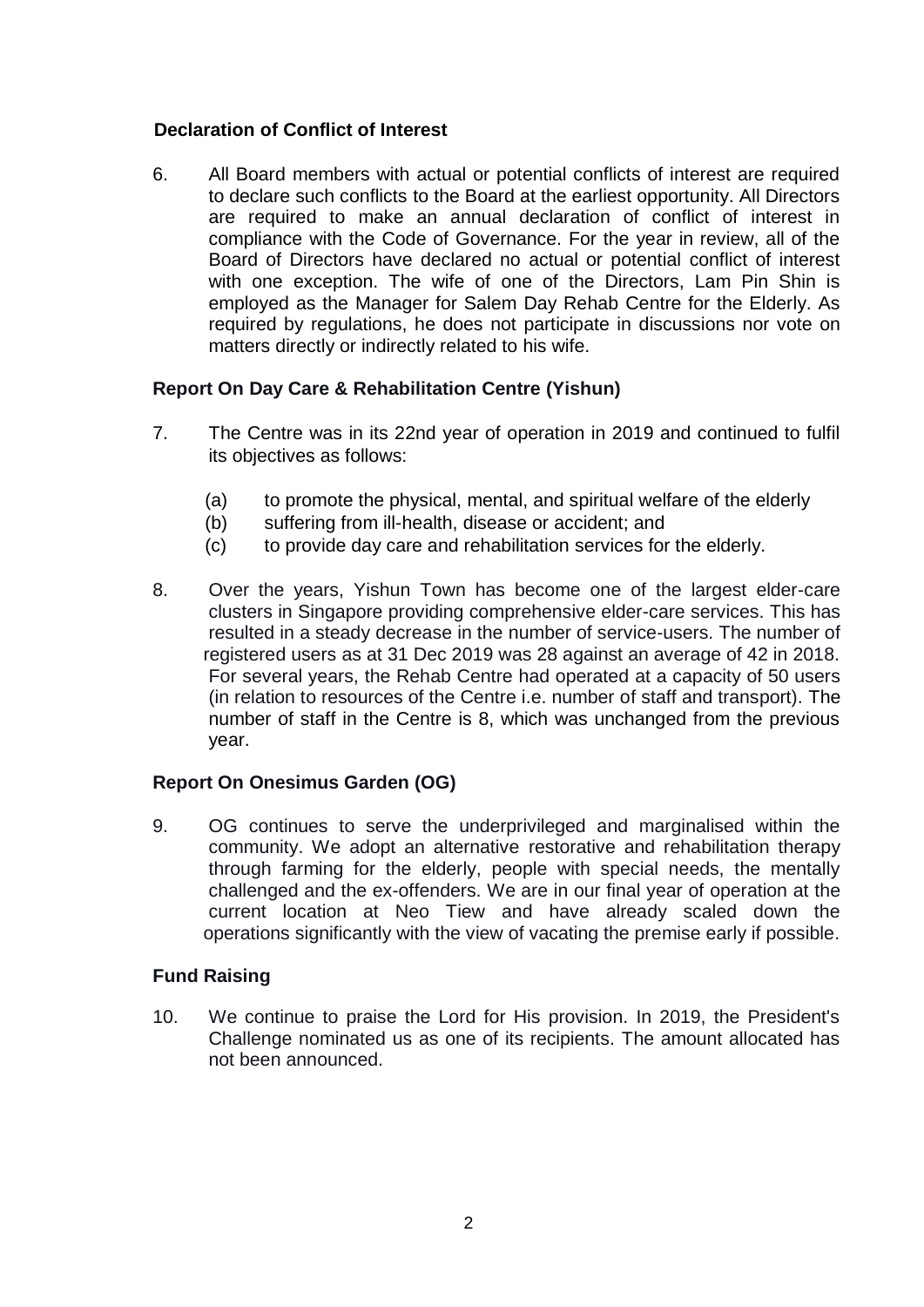**Declaration of Conflict of Interest**

6. All Board members with actual or potential conflicts of interest are required to declare such conflicts to the Board at the earliest opportunity. All Directors are required to make an annual declaration of conflict of interest in compliance with the Code of Governance. For the year in review, all of the Board of Directors have declared no actual or potential conflict of interest with one exception. The wife of one of the Directors, Lam Pin Shin is employed as the Manager for Salem Day Rehab Centre for the Elderly. As required by regulations, he does not participate in discussions nor vote on matters directly or indirectly related to his wife.

**Report On Day Care & Rehabilitation Centre (Yishun)**

7. The Centre was in its 22nd year of operation in 2019 and continued to fulfil its objectives as follows:

   (a) to promote the physical, mental, and spiritual welfare of the elderly
   (b) suffering from ill-health, disease or accident; and
   (c) to provide day care and rehabilitation services for the elderly.

8. Over the years, Yishun Town has become one of the largest elder-care clusters in Singapore providing comprehensive elder-care services. This has resulted in a steady decrease in the number of service-users. The number of registered users as at 31 Dec 2019 was 28 against an average of 42 in 2018. For several years, the Rehab Centre had operated at a capacity of 50 users (in relation to resources of the Centre i.e. number of staff and transport). The number of staff in the Centre is 8, which was unchanged from the previous year.

**Report On Onesimus Garden (OG)**

9. OG continues to serve the underprivileged and marginalised within the community. We adopt an alternative restorative and rehabilitation therapy through farming for the elderly, people with special needs, the mentally challenged and the ex-offenders. We are in our final year of operation at the current location at Neo Tiew and have already scaled down the operations significantly with the view of vacating the premise early if possible.

**Fund Raising**

10. We continue to praise the Lord for His provision. In 2019, the President's Challenge nominated us as one of its recipients. The amount allocated has not been announced.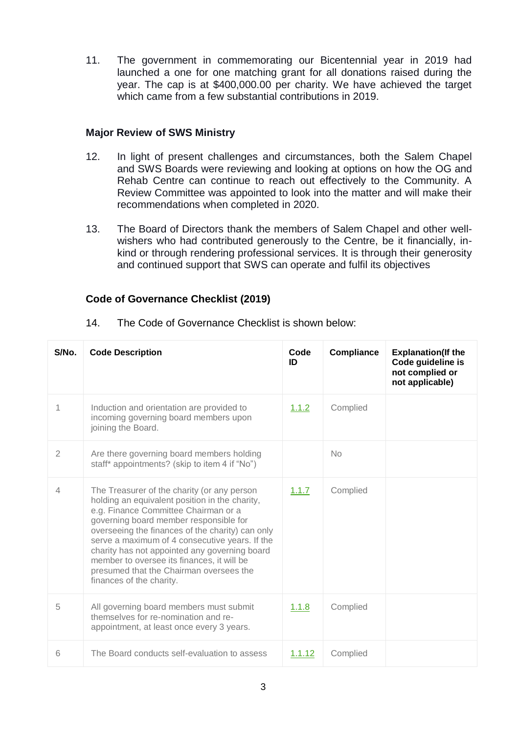11. The government in commemorating our Bicentennial year in 2019 had launched a one for one matching grant for all donations raised during the year. The cap is at $400,000.00 per charity. We have achieved the target which came from a few substantial contributions in 2019.

### Major Review of SWS Ministry

12. In light of present challenges and circumstances, both the Salem Chapel and SWS Boards were reviewing and looking at options on how the OG and Rehab Centre can continue to reach out effectively to the Community. A Review Committee was appointed to look into the matter and will make their recommendations when completed in 2020.

13. The Board of Directors thank the members of Salem Chapel and other well-wishers who had contributed generously to the Centre, be it financially, in-kind or through rendering professional services. It is through their generosity and continued support that SWS can operate and fulfil its objectives

### Code of Governance Checklist (2019)

14. The Code of Governance Checklist is shown below:

| S/No. | Code Description | Code ID | Compliance | Explanation(If the Code guideline is not complied or not applicable) |
|---|---|---|---|---|
| 1 | Induction and orientation are provided to incoming governing board members upon joining the Board. | 1.1.2 | Complied | |
| 2 | Are there governing board members holding staff* appointments? (skip to item 4 if "No") | | No | |
| 4 | The Treasurer of the charity (or any person holding an equivalent position in the charity, e.g. Finance Committee Chairman or a governing board member responsible for overseeing the finances of the charity) can only serve a maximum of 4 consecutive years. If the charity has not appointed any governing board member to oversee its finances, it will be presumed that the Chairman oversees the finances of the charity. | 1.1.7 | Complied | |
| 5 | All governing board members must submit themselves for re-nomination and re-appointment, at least once every 3 years. | 1.1.8 | Complied | |
| 6 | The Board conducts self-evaluation to assess | 1.1.12 | Complied | |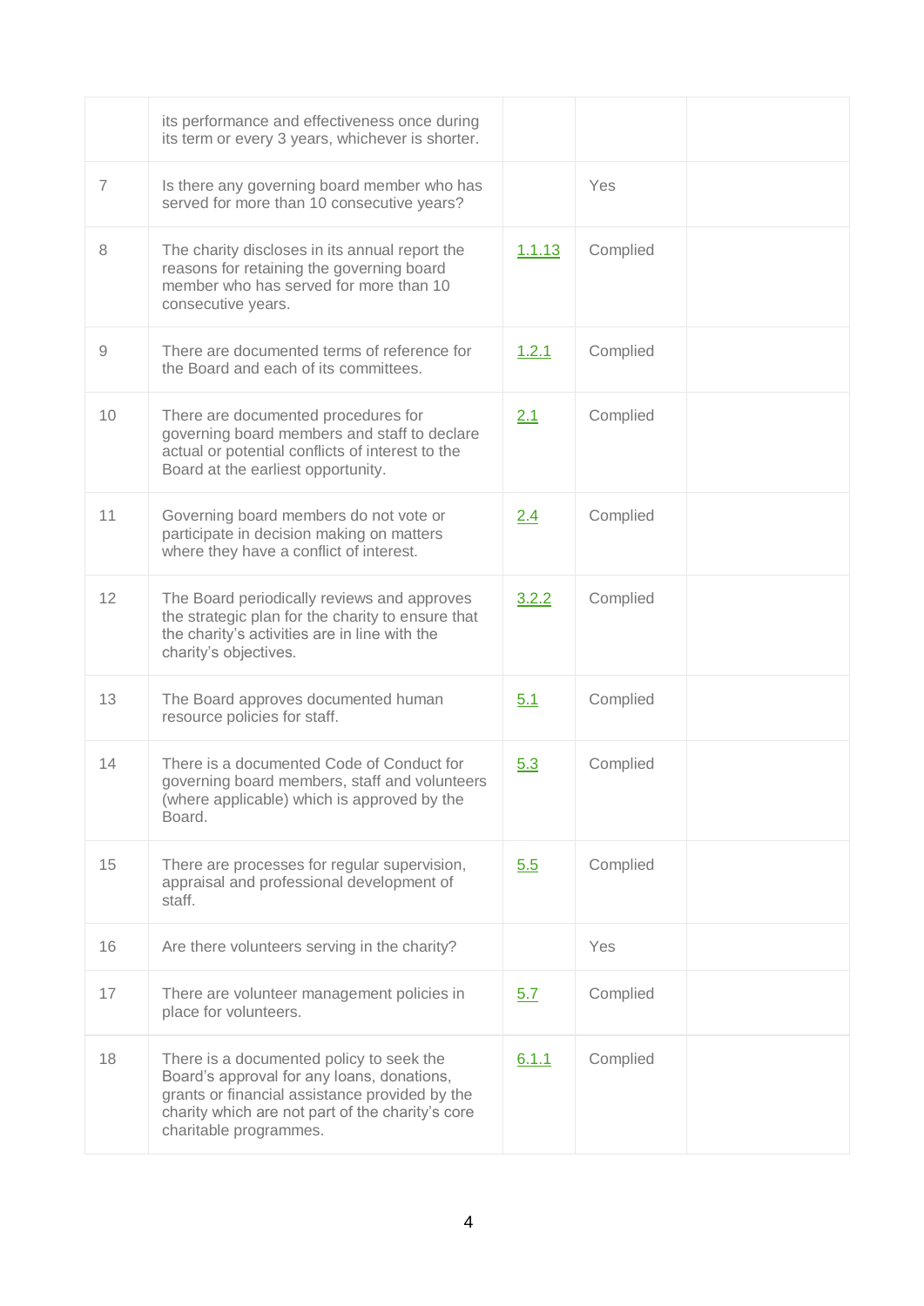| | | | | |
|---|---|---|---|---|
| | its performance and effectiveness once during its term or every 3 years, whichever is shorter. | | | |
| 7 | Is there any governing board member who has served for more than 10 consecutive years? | | Yes | |
| 8 | The charity discloses in its annual report the reasons for retaining the governing board member who has served for more than 10 consecutive years. | 1.1.13 | Complied | |
| 9 | There are documented terms of reference for the Board and each of its committees. | 1.2.1 | Complied | |
| 10 | There are documented procedures for governing board members and staff to declare actual or potential conflicts of interest to the Board at the earliest opportunity. | 2.1 | Complied | |
| 11 | Governing board members do not vote or participate in decision making on matters where they have a conflict of interest. | 2.4 | Complied | |
| 12 | The Board periodically reviews and approves the strategic plan for the charity to ensure that the charity's activities are in line with the charity's objectives. | 3.2.2 | Complied | |
| 13 | The Board approves documented human resource policies for staff. | 5.1 | Complied | |
| 14 | There is a documented Code of Conduct for governing board members, staff and volunteers (where applicable) which is approved by the Board. | 5.3 | Complied | |
| 15 | There are processes for regular supervision, appraisal and professional development of staff. | 5.5 | Complied | |
| 16 | Are there volunteers serving in the charity? | | Yes | |
| 17 | There are volunteer management policies in place for volunteers. | 5.7 | Complied | |
| 18 | There is a documented policy to seek the Board's approval for any loans, donations, grants or financial assistance provided by the charity which are not part of the charity's core charitable programmes. | 6.1.1 | Complied | |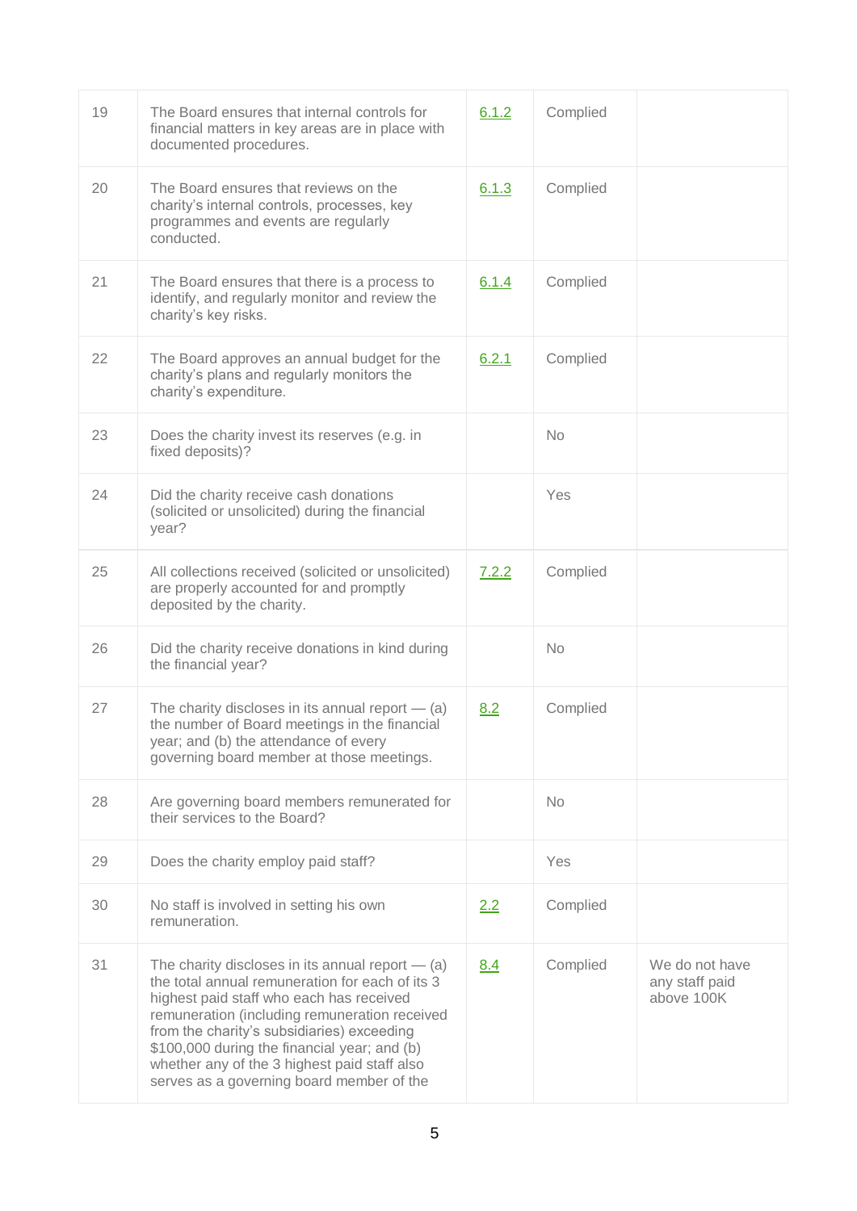| | | | | |
|---|---|---|---|---|
| 19 | The Board ensures that internal controls for financial matters in key areas are in place with documented procedures. | 6.1.2 | Complied | |
| 20 | The Board ensures that reviews on the charity's internal controls, processes, key programmes and events are regularly conducted. | 6.1.3 | Complied | |
| 21 | The Board ensures that there is a process to identify, and regularly monitor and review the charity's key risks. | 6.1.4 | Complied | |
| 22 | The Board approves an annual budget for the charity's plans and regularly monitors the charity's expenditure. | 6.2.1 | Complied | |
| 23 | Does the charity invest its reserves (e.g. in fixed deposits)? | | No | |
| 24 | Did the charity receive cash donations (solicited or unsolicited) during the financial year? | | Yes | |
| 25 | All collections received (solicited or unsolicited) are properly accounted for and promptly deposited by the charity. | 7.2.2 | Complied | |
| 26 | Did the charity receive donations in kind during the financial year? | | No | |
| 27 | The charity discloses in its annual report — (a) the number of Board meetings in the financial year; and (b) the attendance of every governing board member at those meetings. | 8.2 | Complied | |
| 28 | Are governing board members remunerated for their services to the Board? | | No | |
| 29 | Does the charity employ paid staff? | | Yes | |
| 30 | No staff is involved in setting his own remuneration. | 2.2 | Complied | |
| 31 | The charity discloses in its annual report — (a) the total annual remuneration for each of its 3 highest paid staff who each has received remuneration (including remuneration received from the charity's subsidiaries) exceeding $100,000 during the financial year; and (b) whether any of the 3 highest paid staff also serves as a governing board member of the | 8.4 | Complied | We do not have any staff paid above 100K |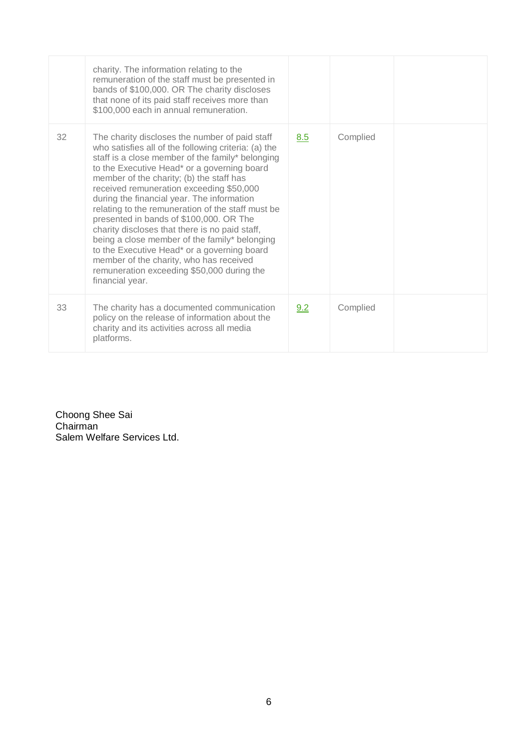| | | | | |
|---|---|---|---|---|
| | charity. The information relating to the remuneration of the staff must be presented in bands of $100,000. OR The charity discloses that none of its paid staff receives more than $100,000 each in annual remuneration. | | | |
| 32 | The charity discloses the number of paid staff who satisfies all of the following criteria: (a) the staff is a close member of the family* belonging to the Executive Head* or a governing board member of the charity; (b) the staff has received remuneration exceeding $50,000 during the financial year. The information relating to the remuneration of the staff must be presented in bands of $100,000. OR The charity discloses that there is no paid staff, being a close member of the family* belonging to the Executive Head* or a governing board member of the charity, who has received remuneration exceeding $50,000 during the financial year. | 8.5 | Complied | |
| 33 | The charity has a documented communication policy on the release of information about the charity and its activities across all media platforms. | 9.2 | Complied | |

Choong Shee Sai
Chairman
Salem Welfare Services Ltd.